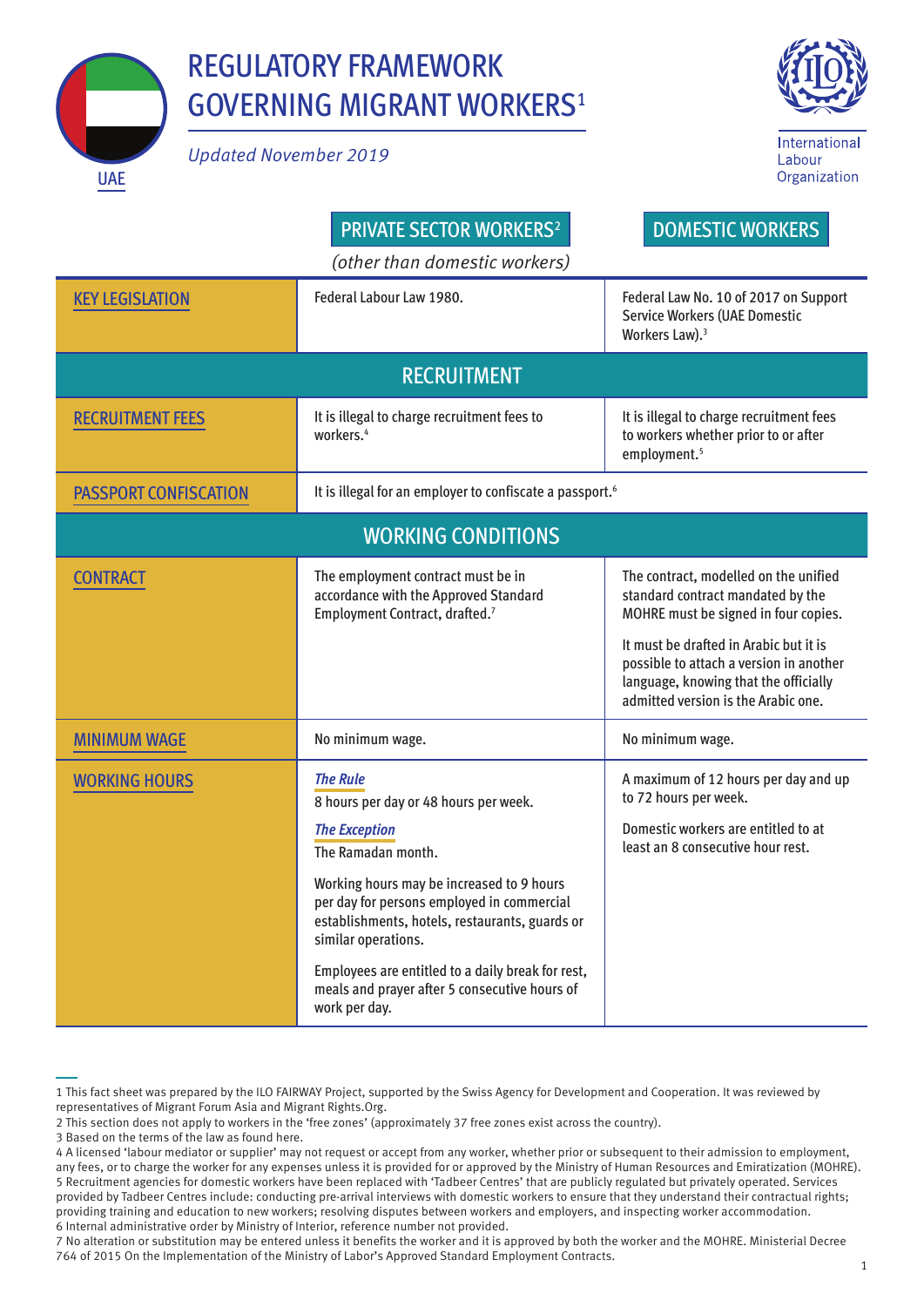UAE

# REGULATORY FRAMEWORK GOVERNING MIGRANT WORKERS[1]

*Updated November 2019*

International Labour Organization

| | PRIVATE SECTOR WORKERS[2] (other than domestic workers) | DOMESTIC WORKERS |
|---|---|---|
| **KEY LEGISLATION** | Federal Labour Law 1980. | Federal Law No. 10 of 2017 on Support Service Workers (UAE Domestic Workers Law).[3] |
| **RECRUITMENT** | | |
| **RECRUITMENT FEES** | It is illegal to charge recruitment fees to workers.[4] | It is illegal to charge recruitment fees to workers whether prior to or after employment.[5] |
| **PASSPORT CONFISCATION** | It is illegal for an employer to confiscate a passport.[6] | |
| **WORKING CONDITIONS** | | |
| **CONTRACT** | The employment contract must be in accordance with the Approved Standard Employment Contract, drafted.[7] | The contract, modelled on the unified standard contract mandated by the MOHRE must be signed in four copies.<br><br>It must be drafted in Arabic but it is possible to attach a version in another language, knowing that the officially admitted version is the Arabic one. |
| **MINIMUM WAGE** | No minimum wage. | No minimum wage. |
| **WORKING HOURS** | ***The Rule***<br>8 hours per day or 48 hours per week.<br><br>***The Exception***<br>The Ramadan month.<br><br>Working hours may be increased to 9 hours per day for persons employed in commercial establishments, hotels, restaurants, guards or similar operations.<br><br>Employees are entitled to a daily break for rest, meals and prayer after 5 consecutive hours of work per day. | A maximum of 12 hours per day and up to 72 hours per week.<br><br>Domestic workers are entitled to at least an 8 consecutive hour rest. |

1 This fact sheet was prepared by the ILO FAIRWAY Project, supported by the Swiss Agency for Development and Cooperation. It was reviewed by representatives of Migrant Forum Asia and Migrant Rights.Org.

2 This section does not apply to workers in the 'free zones' (approximately 37 free zones exist across the country).

3 Based on the terms of the law as found here.

4 A licensed 'labour mediator or supplier' may not request or accept from any worker, whether prior or subsequent to their admission to employment, any fees, or to charge the worker for any expenses unless it is provided for or approved by the Ministry of Human Resources and Emiratization (MOHRE).

5 Recruitment agencies for domestic workers have been replaced with 'Tadbeer Centres' that are publicly regulated but privately operated. Services provided by Tadbeer Centres include: conducting pre-arrival interviews with domestic workers to ensure that they understand their contractual rights; providing training and education to new workers; resolving disputes between workers and employers, and inspecting worker accommodation.

6 Internal administrative order by Ministry of Interior, reference number not provided.

7 No alteration or substitution may be entered unless it benefits the worker and it is approved by both the worker and the MOHRE. Ministerial Decree 764 of 2015 On the Implementation of the Ministry of Labor's Approved Standard Employment Contracts.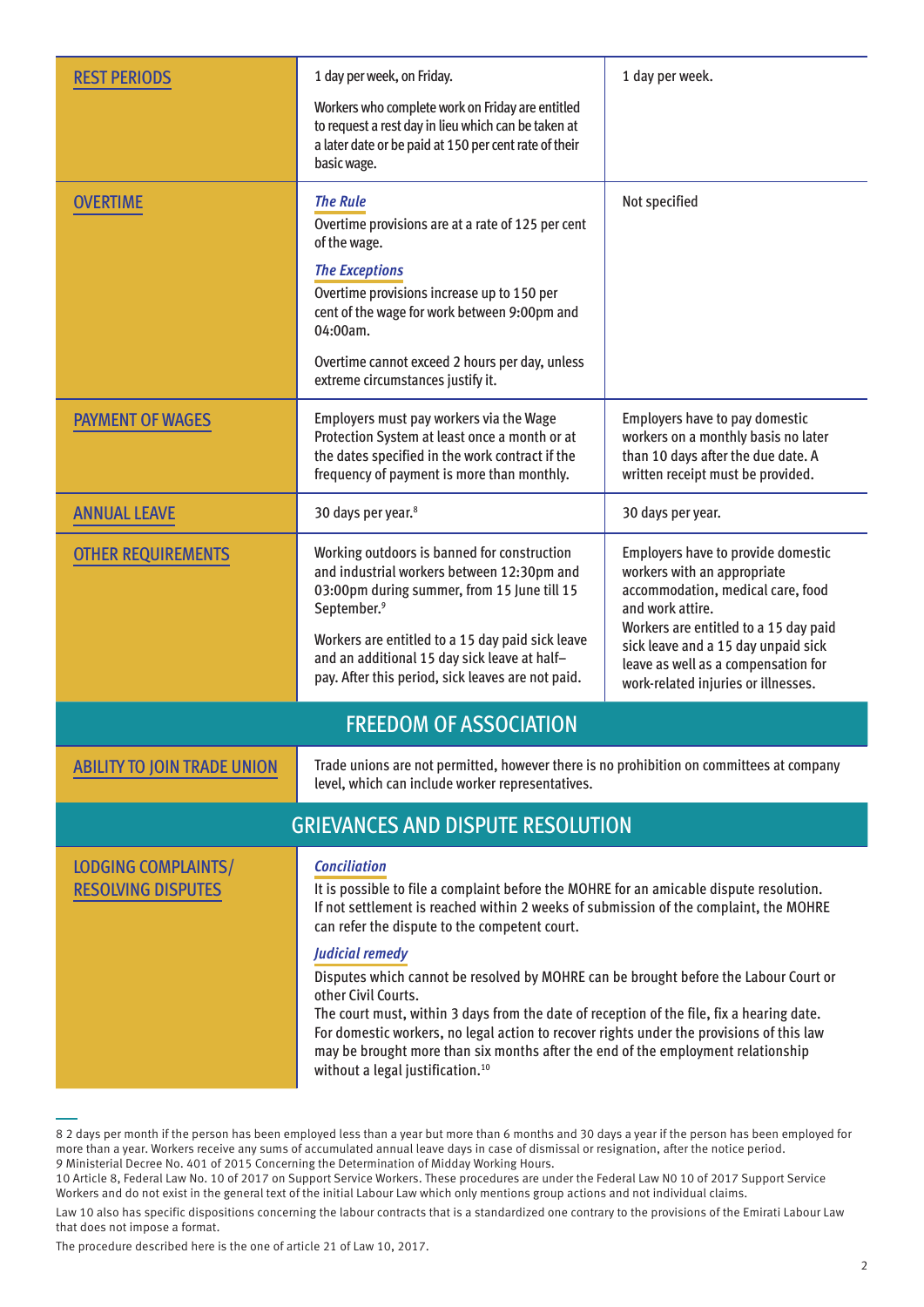| | | |
|---|---|---|
| REST PERIODS | 1 day per week, on Friday.<br><br>Workers who complete work on Friday are entitled to request a rest day in lieu which can be taken at a later date or be paid at 150 per cent rate of their basic wage. | 1 day per week. |
| OVERTIME | ***The Rule***<br>Overtime provisions are at a rate of 125 per cent of the wage.<br><br>***The Exceptions***<br>Overtime provisions increase up to 150 per cent of the wage for work between 9:00pm and 04:00am.<br><br>Overtime cannot exceed 2 hours per day, unless extreme circumstances justify it. | Not specified |
| PAYMENT OF WAGES | Employers must pay workers via the Wage Protection System at least once a month or at the dates specified in the work contract if the frequency of payment is more than monthly. | Employers have to pay domestic workers on a monthly basis no later than 10 days after the due date. A written receipt must be provided. |
| ANNUAL LEAVE | 30 days per year.[8] | 30 days per year. |
| OTHER REQUIREMENTS | Working outdoors is banned for construction and industrial workers between 12:30pm and 03:00pm during summer, from 15 June till 15 September.[9]<br><br>Workers are entitled to a 15 day paid sick leave and an additional 15 day sick leave at half–pay. After this period, sick leaves are not paid. | Employers have to provide domestic workers with an appropriate accommodation, medical care, food and work attire.<br>Workers are entitled to a 15 day paid sick leave and a 15 day unpaid sick leave as well as a compensation for work-related injuries or illnesses. |

## FREEDOM OF ASSOCIATION

| | |
|---|---|
| ABILITY TO JOIN TRADE UNION | Trade unions are not permitted, however there is no prohibition on committees at company level, which can include worker representatives. |

## GRIEVANCES AND DISPUTE RESOLUTION

| | |
|---|---|
| LODGING COMPLAINTS/ RESOLVING DISPUTES | ***Conciliation***<br>It is possible to file a complaint before the MOHRE for an amicable dispute resolution. If not settlement is reached within 2 weeks of submission of the complaint, the MOHRE can refer the dispute to the competent court.<br><br>***Judicial remedy***<br>Disputes which cannot be resolved by MOHRE can be brought before the Labour Court or other Civil Courts.<br>The court must, within 3 days from the date of reception of the file, fix a hearing date.<br>For domestic workers, no legal action to recover rights under the provisions of this law may be brought more than six months after the end of the employment relationship without a legal justification.[10] |

8 2 days per month if the person has been employed less than a year but more than 6 months and 30 days a year if the person has been employed for more than a year. Workers receive any sums of accumulated annual leave days in case of dismissal or resignation, after the notice period.
9 Ministerial Decree No. 401 of 2015 Concerning the Determination of Midday Working Hours.
10 Article 8, Federal Law No. 10 of 2017 on Support Service Workers. These procedures are under the Federal Law N0 10 of 2017 Support Service Workers and do not exist in the general text of the initial Labour Law which only mentions group actions and not individual claims.

Law 10 also has specific dispositions concerning the labour contracts that is a standardized one contrary to the provisions of the Emirati Labour Law that does not impose a format.

The procedure described here is the one of article 21 of Law 10, 2017.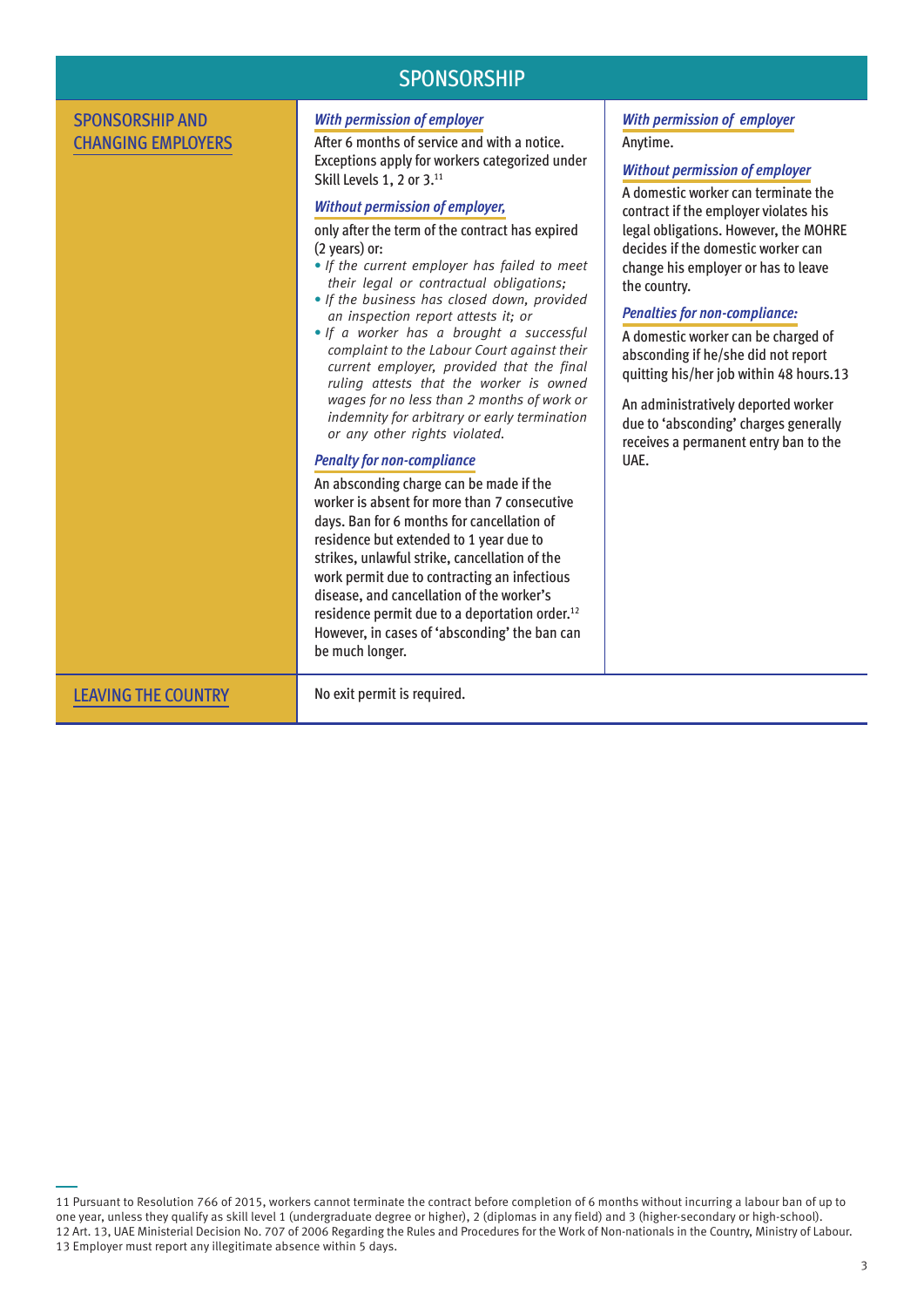## SPONSORSHIP

| | | |
|---|---|---|
| SPONSORSHIP AND CHANGING EMPLOYERS | ***With permission of employer*** <br> After 6 months of service and with a notice. Exceptions apply for workers categorized under Skill Levels 1, 2 or 3.[11] <br><br> ***Without permission of employer,*** <br> only after the term of the contract has expired (2 years) or: <br> • *If the current employer has failed to meet their legal or contractual obligations;* <br> • *If the business has closed down, provided an inspection report attests it; or* <br> • *If a worker has a brought a successful complaint to the Labour Court against their current employer, provided that the final ruling attests that the worker is owned wages for no less than 2 months of work or indemnity for arbitrary or early termination or any other rights violated.* <br><br> ***Penalty for non-compliance*** <br> An absconding charge can be made if the worker is absent for more than 7 consecutive days. Ban for 6 months for cancellation of residence but extended to 1 year due to strikes, unlawful strike, cancellation of the work permit due to contracting an infectious disease, and cancellation of the worker's residence permit due to a deportation order.[12] However, in cases of 'absconding' the ban can be much longer. | ***With permission of employer*** <br> Anytime. <br><br> ***Without permission of employer*** <br> A domestic worker can terminate the contract if the employer violates his legal obligations. However, the MOHRE decides if the domestic worker can change his employer or has to leave the country. <br><br> ***Penalties for non-compliance:*** <br> A domestic worker can be charged of absconding if he/she did not report quitting his/her job within 48 hours.13 <br><br> An administratively deported worker due to 'absconding' charges generally receives a permanent entry ban to the UAE. |
| LEAVING THE COUNTRY | No exit permit is required. | |

11 Pursuant to Resolution 766 of 2015, workers cannot terminate the contract before completion of 6 months without incurring a labour ban of up to one year, unless they qualify as skill level 1 (undergraduate degree or higher), 2 (diplomas in any field) and 3 (higher-secondary or high-school).
12 Art. 13, UAE Ministerial Decision No. 707 of 2006 Regarding the Rules and Procedures for the Work of Non-nationals in the Country, Ministry of Labour.
13 Employer must report any illegitimate absence within 5 days.